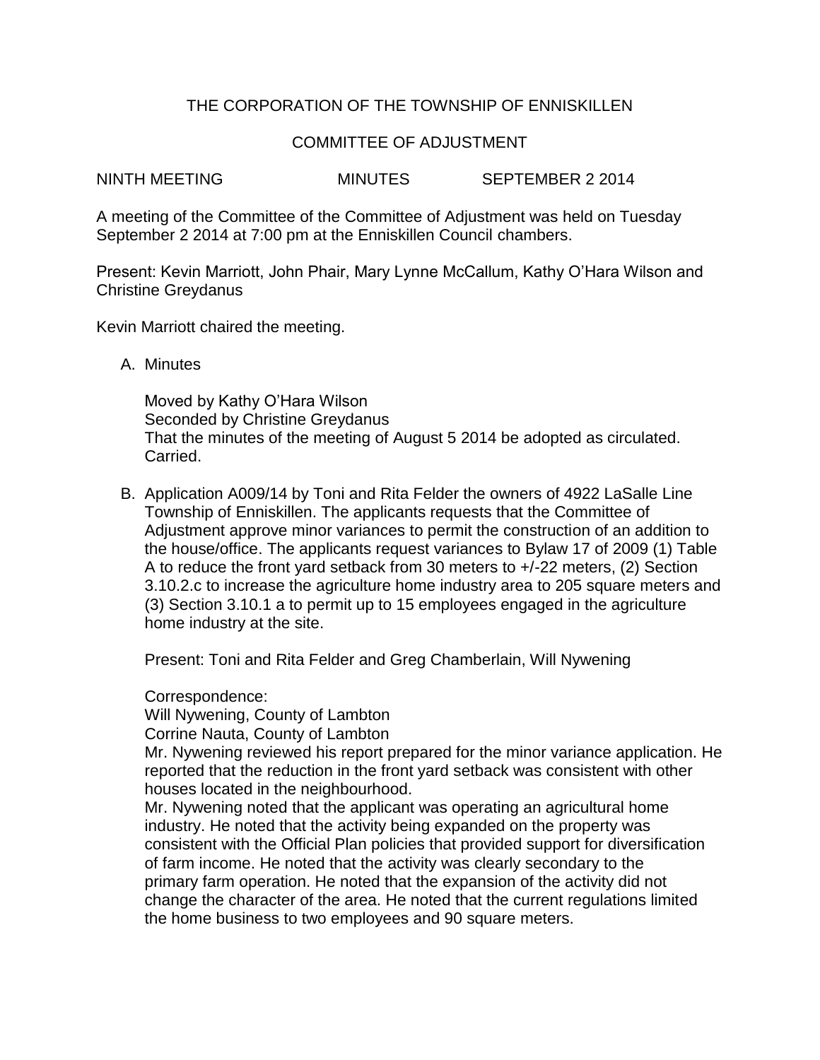THE CORPORATION OF THE TOWNSHIP OF ENNISKILLEN

COMMITTEE OF ADJUSTMENT

NINTH MEETING MINUTES SEPTEMBER 2 2014

A meeting of the Committee of the Committee of Adjustment was held on Tuesday September 2 2014 at 7:00 pm at the Enniskillen Council chambers.

Present: Kevin Marriott, John Phair, Mary Lynne McCallum, Kathy O'Hara Wilson and Christine Greydanus

Kevin Marriott chaired the meeting.

A. Minutes

   Moved by Kathy O'Hara Wilson
   Seconded by Christine Greydanus
   That the minutes of the meeting of August 5 2014 be adopted as circulated.
   Carried.

B. Application A009/14 by Toni and Rita Felder the owners of 4922 LaSalle Line Township of Enniskillen. The applicants requests that the Committee of Adjustment approve minor variances to permit the construction of an addition to the house/office. The applicants request variances to Bylaw 17 of 2009 (1) Table A to reduce the front yard setback from 30 meters to +/-22 meters, (2) Section 3.10.2.c to increase the agriculture home industry area to 205 square meters and (3) Section 3.10.1 a to permit up to 15 employees engaged in the agriculture home industry at the site.

   Present: Toni and Rita Felder and Greg Chamberlain, Will Nywening

   Correspondence:
   Will Nywening, County of Lambton
   Corrine Nauta, County of Lambton
   Mr. Nywening reviewed his report prepared for the minor variance application. He reported that the reduction in the front yard setback was consistent with other houses located in the neighbourhood.
   Mr. Nywening noted that the applicant was operating an agricultural home industry. He noted that the activity being expanded on the property was consistent with the Official Plan policies that provided support for diversification of farm income. He noted that the activity was clearly secondary to the primary farm operation. He noted that the expansion of the activity did not change the character of the area. He noted that the current regulations limited the home business to two employees and 90 square meters.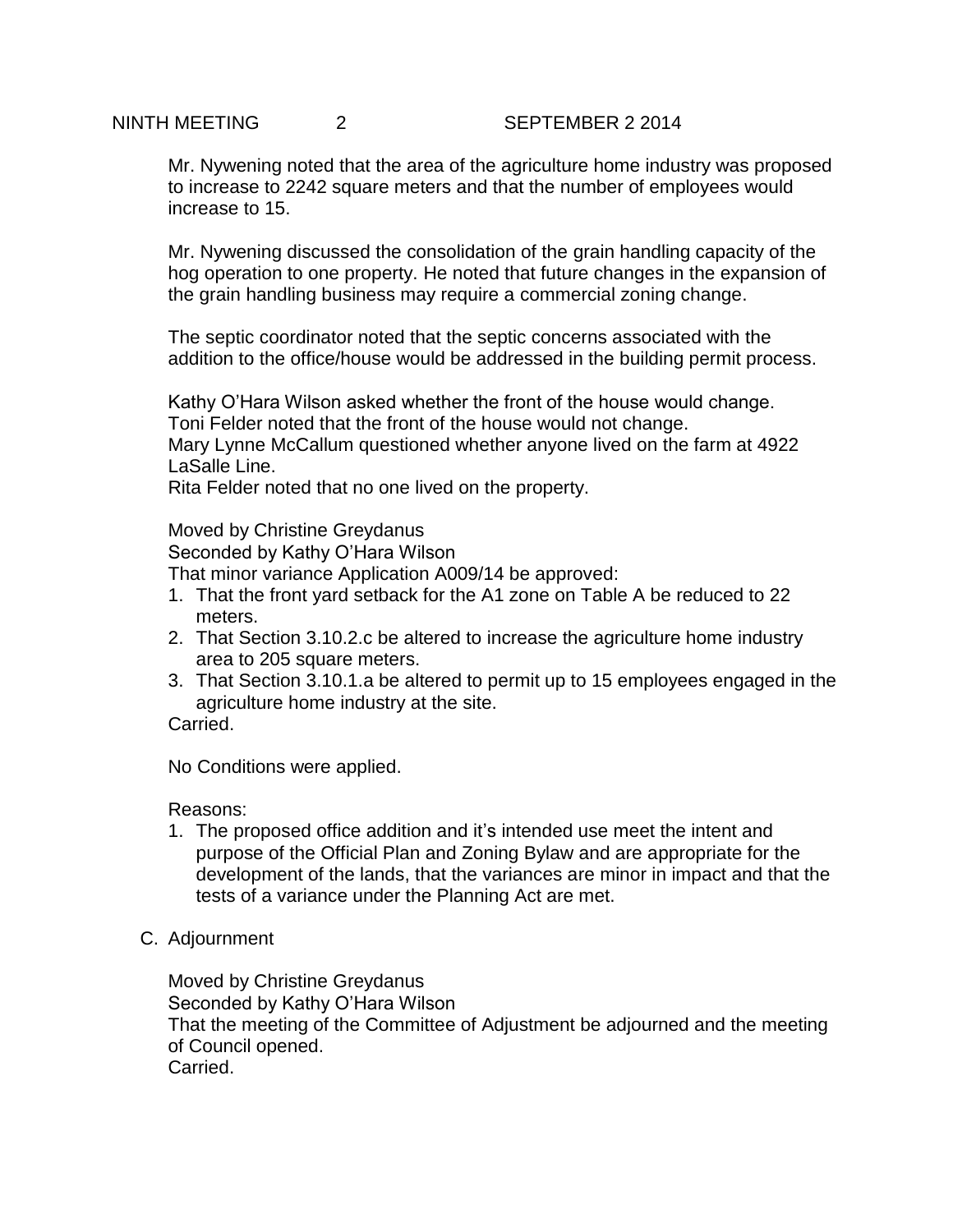Mr. Nywening noted that the area of the agriculture home industry was proposed to increase to 2242 square meters and that the number of employees would increase to 15.

Mr. Nywening discussed the consolidation of the grain handling capacity of the hog operation to one property. He noted that future changes in the expansion of the grain handling business may require a commercial zoning change.

The septic coordinator noted that the septic concerns associated with the addition to the office/house would be addressed in the building permit process.

Kathy O'Hara Wilson asked whether the front of the house would change.
Toni Felder noted that the front of the house would not change.
Mary Lynne McCallum questioned whether anyone lived on the farm at 4922 LaSalle Line.
Rita Felder noted that no one lived on the property.

Moved by Christine Greydanus
Seconded by Kathy O'Hara Wilson
That minor variance Application A009/14 be approved:

1. That the front yard setback for the A1 zone on Table A be reduced to 22 meters.
2. That Section 3.10.2.c be altered to increase the agriculture home industry area to 205 square meters.
3. That Section 3.10.1.a be altered to permit up to 15 employees engaged in the agriculture home industry at the site.

Carried.

No Conditions were applied.

Reasons:

1. The proposed office addition and it's intended use meet the intent and purpose of the Official Plan and Zoning Bylaw and are appropriate for the development of the lands, that the variances are minor in impact and that the tests of a variance under the Planning Act are met.

C. Adjournment

Moved by Christine Greydanus
Seconded by Kathy O'Hara Wilson
That the meeting of the Committee of Adjustment be adjourned and the meeting of Council opened.
Carried.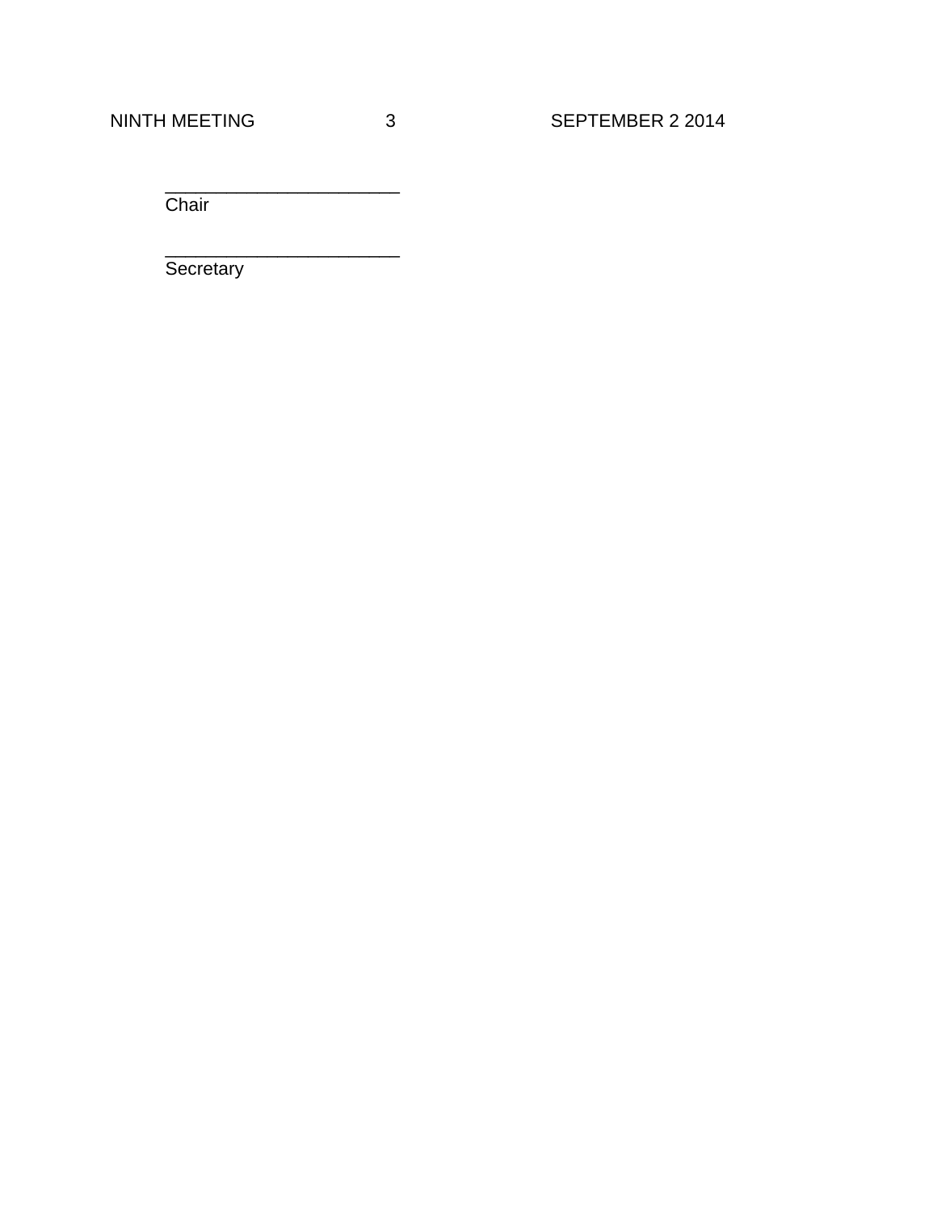________________________
Chair

________________________
Secretary